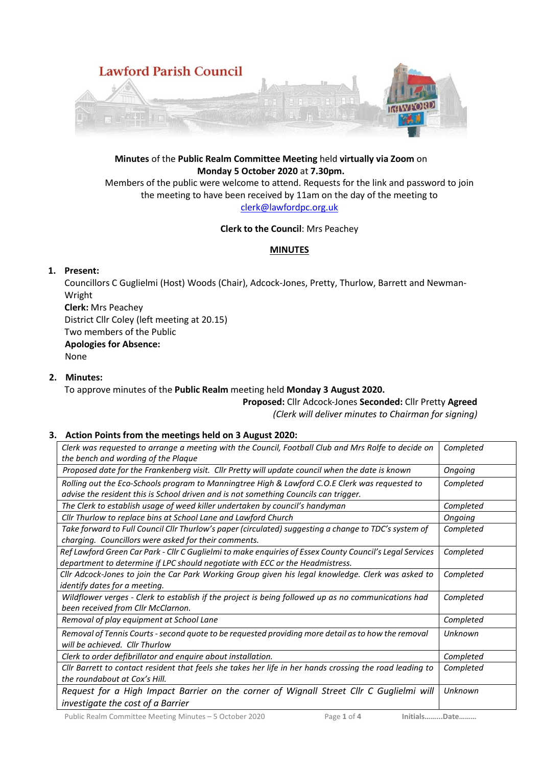# Lawford Parish Council

**Minutes** of the **Public Realm Committee Meeting** held **virtually via Zoom** on **Monday 5 October 2020** at **7.30pm.**

Members of the public were welcome to attend. Requests for the link and password to join the meeting to have been received by 11am on the day of the meeting to clerk@lawfordpc.org.uk

**Clerk to the Council**: Mrs Peachey

## MINUTES

**1. Present:**

Councillors C Guglielmi (Host) Woods (Chair), Adcock-Jones, Pretty, Thurlow, Barrett and Newman-Wright

**Clerk:** Mrs Peachey

District Cllr Coley (left meeting at 20.15)

Two members of the Public

**Apologies for Absence:**

None

**2. Minutes:**

To approve minutes of the **Public Realm** meeting held **Monday 3 August 2020.**

**Proposed:** Cllr Adcock-Jones **Seconded:** Cllr Pretty **Agreed**

*(Clerk will deliver minutes to Chairman for signing)*

**3. Action Points from the meetings held on 3 August 2020:**

| | |
|---|---|
| *Clerk was requested to arrange a meeting with the Council, Football Club and Mrs Rolfe to decide on the bench and wording of the Plaque* | *Completed* |
| *Proposed date for the Frankenberg visit. Cllr Pretty will update council when the date is known* | *Ongoing* |
| *Rolling out the Eco-Schools program to Manningtree High & Lawford C.O.E Clerk was requested to advise the resident this is School driven and is not something Councils can trigger.* | *Completed* |
| *The Clerk to establish usage of weed killer undertaken by council's handyman* | *Completed* |
| *Cllr Thurlow to replace bins at School Lane and Lawford Church* | *Ongoing* |
| *Take forward to Full Council Cllr Thurlow's paper (circulated) suggesting a change to TDC's system of charging. Councillors were asked for their comments.* | *Completed* |
| *Ref Lawford Green Car Park - Cllr C Guglielmi to make enquiries of Essex County Council's Legal Services department to determine if LPC should negotiate with ECC or the Headmistress.* | *Completed* |
| *Cllr Adcock-Jones to join the Car Park Working Group given his legal knowledge. Clerk was asked to identify dates for a meeting.* | *Completed* |
| *Wildflower verges - Clerk to establish if the project is being followed up as no communications had been received from Cllr McClarnon.* | *Completed* |
| *Removal of play equipment at School Lane* | *Completed* |
| *Removal of Tennis Courts - second quote to be requested providing more detail as to how the removal will be achieved. Cllr Thurlow* | *Unknown* |
| *Clerk to order defibrillator and enquire about installation.* | *Completed* |
| *Cllr Barrett to contact resident that feels she takes her life in her hands crossing the road leading to the roundabout at Cox's Hill.* | *Completed* |
| *Request for a High Impact Barrier on the corner of Wignall Street Cllr C Guglielmi will investigate the cost of a Barrier* | *Unknown* |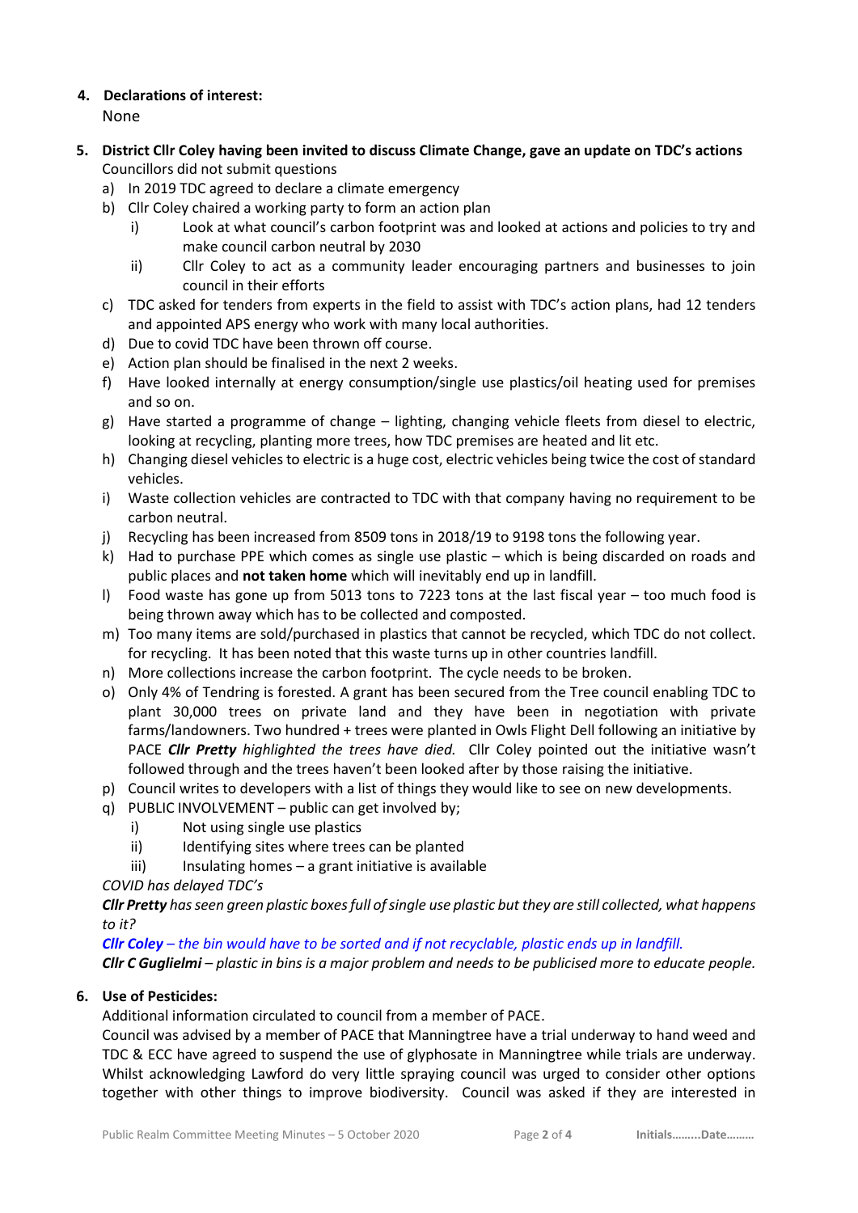4. **Declarations of interest:**
   None

5. **District Cllr Coley having been invited to discuss Climate Change, gave an update on TDC's actions**
   Councillors did not submit questions
   a) In 2019 TDC agreed to declare a climate emergency
   b) Cllr Coley chaired a working party to form an action plan
      i) Look at what council's carbon footprint was and looked at actions and policies to try and make council carbon neutral by 2030
      ii) Cllr Coley to act as a community leader encouraging partners and businesses to join council in their efforts
   c) TDC asked for tenders from experts in the field to assist with TDC's action plans, had 12 tenders and appointed APS energy who work with many local authorities.
   d) Due to covid TDC have been thrown off course.
   e) Action plan should be finalised in the next 2 weeks.
   f) Have looked internally at energy consumption/single use plastics/oil heating used for premises and so on.
   g) Have started a programme of change – lighting, changing vehicle fleets from diesel to electric, looking at recycling, planting more trees, how TDC premises are heated and lit etc.
   h) Changing diesel vehicles to electric is a huge cost, electric vehicles being twice the cost of standard vehicles.
   i) Waste collection vehicles are contracted to TDC with that company having no requirement to be carbon neutral.
   j) Recycling has been increased from 8509 tons in 2018/19 to 9198 tons the following year.
   k) Had to purchase PPE which comes as single use plastic – which is being discarded on roads and public places and **not taken home** which will inevitably end up in landfill.
   l) Food waste has gone up from 5013 tons to 7223 tons at the last fiscal year – too much food is being thrown away which has to be collected and composted.
   m) Too many items are sold/purchased in plastics that cannot be recycled, which TDC do not collect. for recycling. It has been noted that this waste turns up in other countries landfill.
   n) More collections increase the carbon footprint. The cycle needs to be broken.
   o) Only 4% of Tendring is forested. A grant has been secured from the Tree council enabling TDC to plant 30,000 trees on private land and they have been in negotiation with private farms/landowners. Two hundred + trees were planted in Owls Flight Dell following an initiative by PACE ***Cllr Pretty** highlighted the trees have died.* Cllr Coley pointed out the initiative wasn't followed through and the trees haven't been looked after by those raising the initiative.
   p) Council writes to developers with a list of things they would like to see on new developments.
   q) PUBLIC INVOLVEMENT – public can get involved by;
      i) Not using single use plastics
      ii) Identifying sites where trees can be planted
      iii) Insulating homes – a grant initiative is available

   *COVID has delayed TDC's*

   ***Cllr Pretty** has seen green plastic boxes full of single use plastic but they are still collected, what happens to it?*

   ***Cllr Coley** – the bin would have to be sorted and if not recyclable, plastic ends up in landfill.*

   ***Cllr C Guglielmi** – plastic in bins is a major problem and needs to be publicised more to educate people.*

6. **Use of Pesticides:**
   Additional information circulated to council from a member of PACE.
   Council was advised by a member of PACE that Manningtree have a trial underway to hand weed and TDC & ECC have agreed to suspend the use of glyphosate in Manningtree while trials are underway. Whilst acknowledging Lawford do very little spraying council was urged to consider other options together with other things to improve biodiversity. Council was asked if they are interested in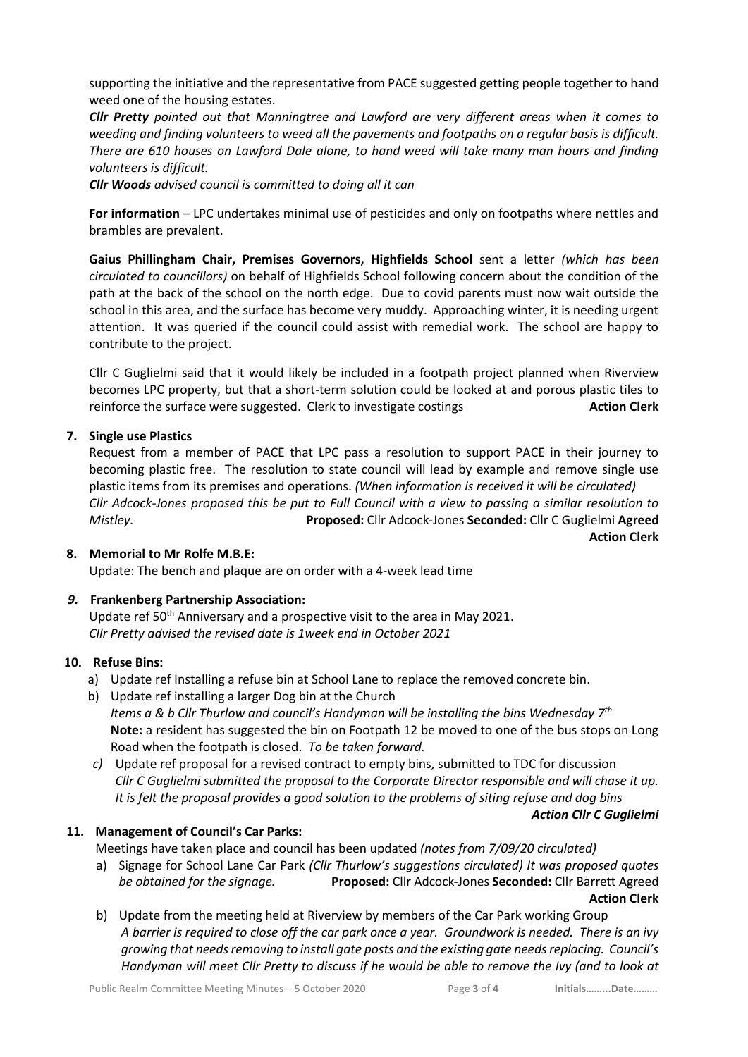supporting the initiative and the representative from PACE suggested getting people together to hand weed one of the housing estates.

***Cllr Pretty*** *pointed out that Manningtree and Lawford are very different areas when it comes to weeding and finding volunteers to weed all the pavements and footpaths on a regular basis is difficult. There are 610 houses on Lawford Dale alone, to hand weed will take many man hours and finding volunteers is difficult.*

***Cllr Woods*** *advised council is committed to doing all it can*

**For information** – LPC undertakes minimal use of pesticides and only on footpaths where nettles and brambles are prevalent.

**Gaius Phillingham Chair, Premises Governors, Highfields School** sent a letter *(which has been circulated to councillors)* on behalf of Highfields School following concern about the condition of the path at the back of the school on the north edge. Due to covid parents must now wait outside the school in this area, and the surface has become very muddy. Approaching winter, it is needing urgent attention. It was queried if the council could assist with remedial work. The school are happy to contribute to the project.

Cllr C Guglielmi said that it would likely be included in a footpath project planned when Riverview becomes LPC property, but that a short-term solution could be looked at and porous plastic tiles to reinforce the surface were suggested. Clerk to investigate costings **Action Clerk**

**7. Single use Plastics**

Request from a member of PACE that LPC pass a resolution to support PACE in their journey to becoming plastic free. The resolution to state council will lead by example and remove single use plastic items from its premises and operations. *(When information is received it will be circulated)*
*Cllr Adcock-Jones proposed this be put to Full Council with a view to passing a similar resolution to Mistley.* **Proposed:** Cllr Adcock-Jones **Seconded:** Cllr C Guglielmi **Agreed**
**Action Clerk**

**8. Memorial to Mr Rolfe M.B.E:**

Update: The bench and plaque are on order with a 4-week lead time

***9.* Frankenberg Partnership Association:**

Update ref 50th Anniversary and a prospective visit to the area in May 2021.
*Cllr Pretty advised the revised date is 1week end in October 2021*

**10. Refuse Bins:**

a) Update ref Installing a refuse bin at School Lane to replace the removed concrete bin.
b) Update ref installing a larger Dog bin at the Church
*Items a & b Cllr Thurlow and council's Handyman will be installing the bins Wednesday 7th*
**Note:** a resident has suggested the bin on Footpath 12 be moved to one of the bus stops on Long Road when the footpath is closed. *To be taken forward.*
*c)* Update ref proposal for a revised contract to empty bins, submitted to TDC for discussion
*Cllr C Guglielmi submitted the proposal to the Corporate Director responsible and will chase it up. It is felt the proposal provides a good solution to the problems of siting refuse and dog bins*
***Action Cllr C Guglielmi***

**11. Management of Council's Car Parks:**

Meetings have taken place and council has been updated *(notes from 7/09/20 circulated)*

a) Signage for School Lane Car Park *(Cllr Thurlow's suggestions circulated) It was proposed quotes be obtained for the signage.* **Proposed:** Cllr Adcock-Jones **Seconded:** Cllr Barrett Agreed
**Action Clerk**
b) Update from the meeting held at Riverview by members of the Car Park working Group
*A barrier is required to close off the car park once a year. Groundwork is needed. There is an ivy growing that needs removing to install gate posts and the existing gate needs replacing. Council's Handyman will meet Cllr Pretty to discuss if he would be able to remove the Ivy (and to look at*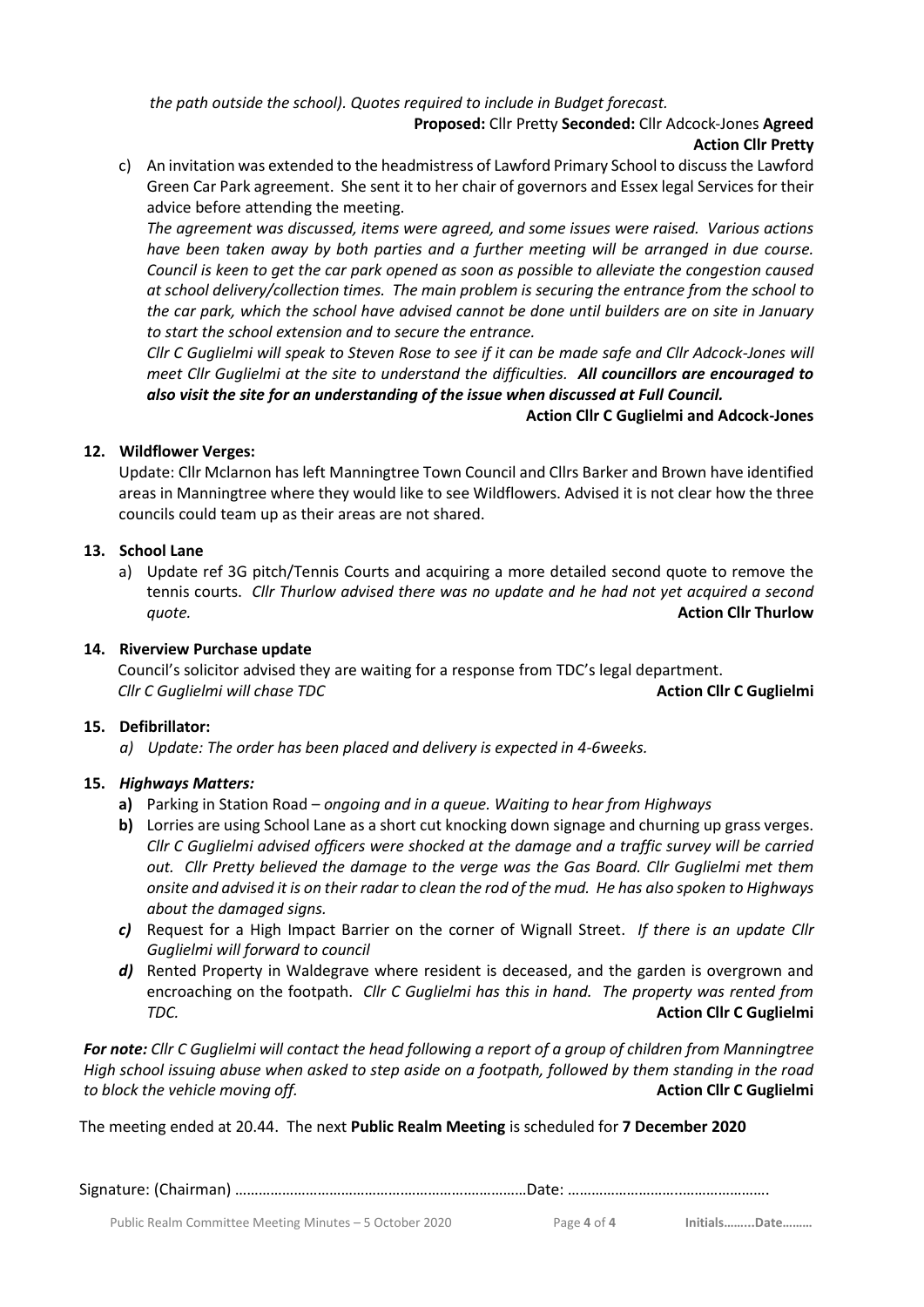*the path outside the school). Quotes required to include in Budget forecast.*

**Proposed:** Cllr Pretty **Seconded:** Cllr Adcock-Jones **Agreed**

**Action Cllr Pretty**

c) An invitation was extended to the headmistress of Lawford Primary School to discuss the Lawford Green Car Park agreement. She sent it to her chair of governors and Essex legal Services for their advice before attending the meeting.

*The agreement was discussed, items were agreed, and some issues were raised. Various actions have been taken away by both parties and a further meeting will be arranged in due course. Council is keen to get the car park opened as soon as possible to alleviate the congestion caused at school delivery/collection times. The main problem is securing the entrance from the school to the car park, which the school have advised cannot be done until builders are on site in January to start the school extension and to secure the entrance.*

*Cllr C Guglielmi will speak to Steven Rose to see if it can be made safe and Cllr Adcock-Jones will meet Cllr Guglielmi at the site to understand the difficulties.* ***All councillors are encouraged to also visit the site for an understanding of the issue when discussed at Full Council.***

**Action Cllr C Guglielmi and Adcock-Jones**

**12. Wildflower Verges:**

Update: Cllr Mclarnon has left Manningtree Town Council and Cllrs Barker and Brown have identified areas in Manningtree where they would like to see Wildflowers. Advised it is not clear how the three councils could team up as their areas are not shared.

**13. School Lane**

a) Update ref 3G pitch/Tennis Courts and acquiring a more detailed second quote to remove the tennis courts. *Cllr Thurlow advised there was no update and he had not yet acquired a second quote.* **Action Cllr Thurlow**

**14. Riverview Purchase update**

Council's solicitor advised they are waiting for a response from TDC's legal department.
*Cllr C Guglielmi will chase TDC* **Action Cllr C Guglielmi**

**15. Defibrillator:**

*a) Update: The order has been placed and delivery is expected in 4-6weeks.*

**15. *Highways Matters:***

**a)** Parking in Station Road – *ongoing and in a queue. Waiting to hear from Highways*

**b)** Lorries are using School Lane as a short cut knocking down signage and churning up grass verges. *Cllr C Guglielmi advised officers were shocked at the damage and a traffic survey will be carried out. Cllr Pretty believed the damage to the verge was the Gas Board. Cllr Guglielmi met them onsite and advised it is on their radar to clean the rod of the mud. He has also spoken to Highways about the damaged signs.*

***c)*** Request for a High Impact Barrier on the corner of Wignall Street. *If there is an update Cllr Guglielmi will forward to council*

***d)*** Rented Property in Waldegrave where resident is deceased, and the garden is overgrown and encroaching on the footpath. *Cllr C Guglielmi has this in hand. The property was rented from TDC.* **Action Cllr C Guglielmi**

***For note:*** *Cllr C Guglielmi will contact the head following a report of a group of children from Manningtree High school issuing abuse when asked to step aside on a footpath, followed by them standing in the road to block the vehicle moving off.* **Action Cllr C Guglielmi**

The meeting ended at 20.44. The next **Public Realm Meeting** is scheduled for **7 December 2020**

Signature: (Chairman) ………………………………………………………………Date: ………………………..…………………